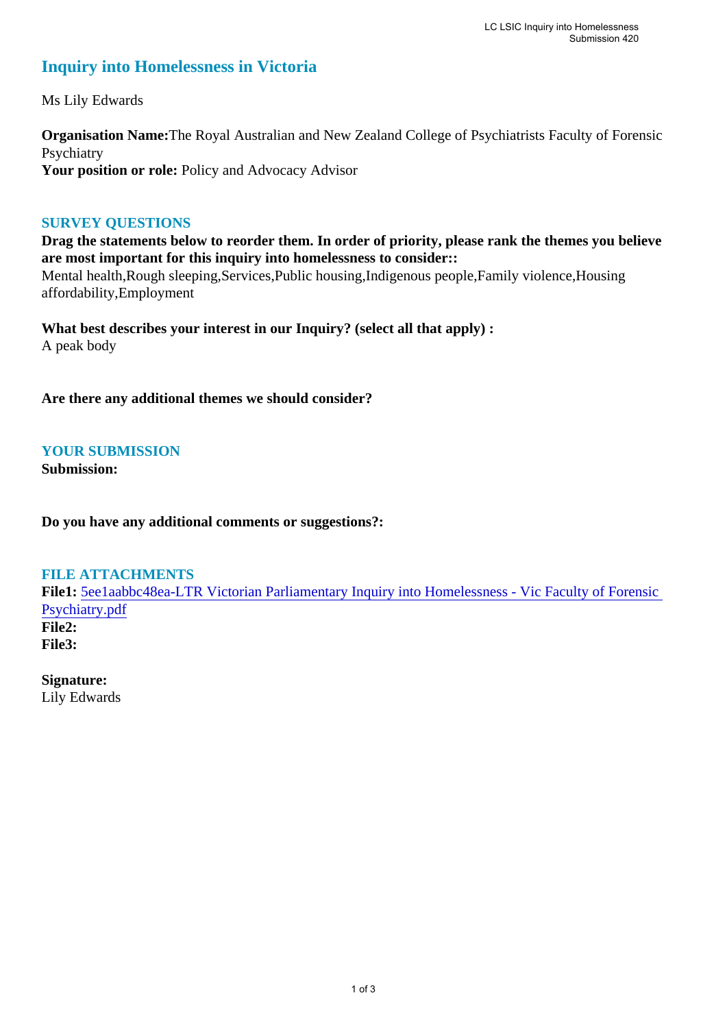# Inquiry into Homelessness in Victoria

Ms Lily Edwards

**Organisation Name:** The Royal Australian and New Zealand College of Psychiatrists Faculty of Forensic Psychiatry
**Your position or role:** Policy and Advocacy Advisor

## SURVEY QUESTIONS

**Drag the statements below to reorder them. In order of priority, please rank the themes you believe are most important for this inquiry into homelessness to consider::**
Mental health,Rough sleeping,Services,Public housing,Indigenous people,Family violence,Housing affordability,Employment

**What best describes your interest in our Inquiry? (select all that apply) :**
A peak body

**Are there any additional themes we should consider?**

## YOUR SUBMISSION

**Submission:**

**Do you have any additional comments or suggestions?:**

## FILE ATTACHMENTS

**File1:** 5ee1aabbc48ea-LTR Victorian Parliamentary Inquiry into Homelessness - Vic Faculty of Forensic Psychiatry.pdf
**File2:**
**File3:**

**Signature:**
Lily Edwards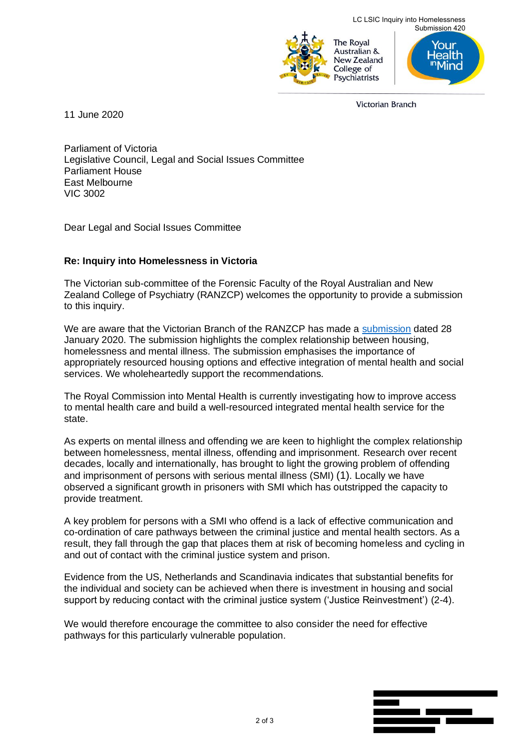LC LSIC Inquiry into Homelessness
Submission 420

The Royal Australian & New Zealand College of Psychiatrists

Your Health in Mind

Victorian Branch

11 June 2020

Parliament of Victoria
Legislative Council, Legal and Social Issues Committee
Parliament House
East Melbourne
VIC 3002

Dear Legal and Social Issues Committee

**Re: Inquiry into Homelessness in Victoria**

The Victorian sub-committee of the Forensic Faculty of the Royal Australian and New Zealand College of Psychiatry (RANZCP) welcomes the opportunity to provide a submission to this inquiry.

We are aware that the Victorian Branch of the RANZCP has made a submission dated 28 January 2020. The submission highlights the complex relationship between housing, homelessness and mental illness. The submission emphasises the importance of appropriately resourced housing options and effective integration of mental health and social services. We wholeheartedly support the recommendations.

The Royal Commission into Mental Health is currently investigating how to improve access to mental health care and build a well-resourced integrated mental health service for the state.

As experts on mental illness and offending we are keen to highlight the complex relationship between homelessness, mental illness, offending and imprisonment. Research over recent decades, locally and internationally, has brought to light the growing problem of offending and imprisonment of persons with serious mental illness (SMI) (1). Locally we have observed a significant growth in prisoners with SMI which has outstripped the capacity to provide treatment.

A key problem for persons with a SMI who offend is a lack of effective communication and co-ordination of care pathways between the criminal justice and mental health sectors. As a result, they fall through the gap that places them at risk of becoming homeless and cycling in and out of contact with the criminal justice system and prison.

Evidence from the US, Netherlands and Scandinavia indicates that substantial benefits for the individual and society can be achieved when there is investment in housing and social support by reducing contact with the criminal justice system ('Justice Reinvestment') (2-4).

We would therefore encourage the committee to also consider the need for effective pathways for this particularly vulnerable population.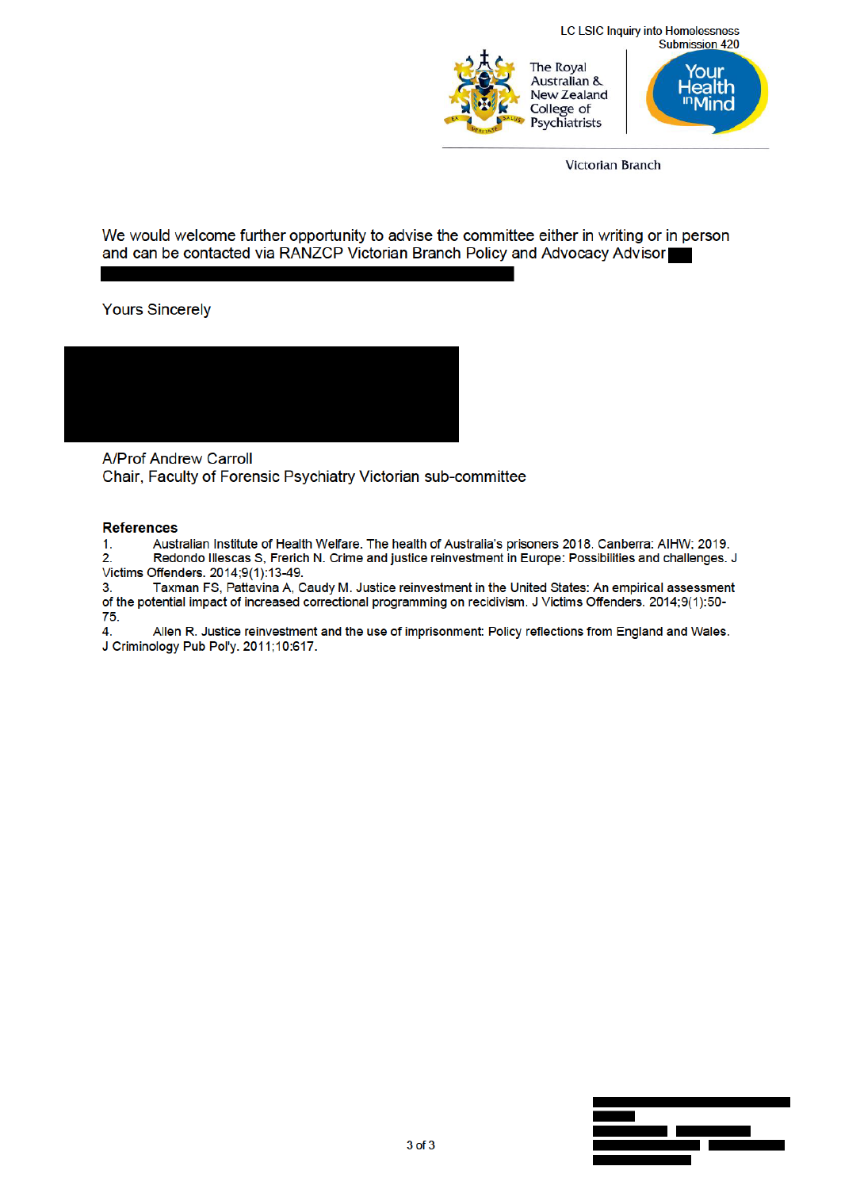We would welcome further opportunity to advise the committee either in writing or in person and can be contacted via RANZCP Victorian Branch Policy and Advocacy Advisor

Yours Sincerely

A/Prof Andrew Carroll
Chair, Faculty of Forensic Psychiatry Victorian sub-committee

**References**

1. Australian Institute of Health Welfare. The health of Australia's prisoners 2018. Canberra: AIHW; 2019.
2. Redondo Illescas S, Frerich N. Crime and justice reinvestment in Europe: Possibilities and challenges. J Victims Offenders. 2014;9(1):13-49.
3. Taxman FS, Pattavina A, Caudy M. Justice reinvestment in the United States: An empirical assessment of the potential impact of increased correctional programming on recidivism. J Victims Offenders. 2014;9(1):50-75.
4. Allen R. Justice reinvestment and the use of imprisonment: Policy reflections from England and Wales. J Criminology Pub Pol'y. 2011;10:617.